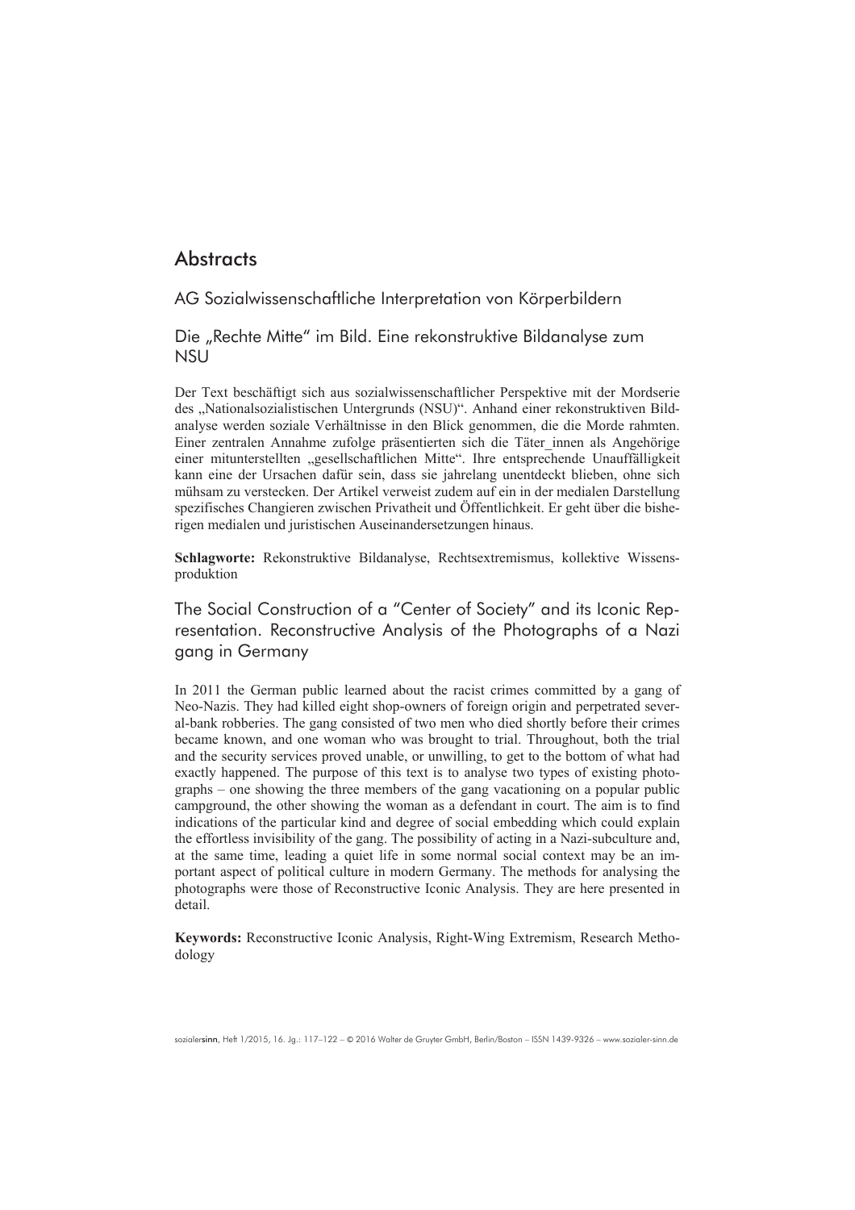# Abstracts

## AG Sozialwissenschaftliche Interpretation von Körperbildern

### Die „Rechte Mitte“ im Bild. Eine rekonstruktive Bildanalyse zum NSU

Der Text beschäftigt sich aus sozialwissenschaftlicher Perspektive mit der Mordserie des „Nationalsozialistischen Untergrunds (NSU)“. Anhand einer rekonstruktiven Bildanalyse werden soziale Verhältnisse in den Blick genommen, die die Morde rahmten. Einer zentralen Annahme zufolge präsentierten sich die Täter_innen als Angehörige einer mitunterstellten „gesellschaftlichen Mitte“. Ihre entsprechende Unauffälligkeit kann eine der Ursachen dafür sein, dass sie jahrelang unentdeckt blieben, ohne sich mühsam zu verstecken. Der Artikel verweist zudem auf ein in der medialen Darstellung spezifisches Changieren zwischen Privatheit und Öffentlichkeit. Er geht über die bisherigen medialen und juristischen Auseinandersetzungen hinaus.

**Schlagworte:** Rekonstruktive Bildanalyse, Rechtsextremismus, kollektive Wissensproduktion

### The Social Construction of a “Center of Society” and its Iconic Representation. Reconstructive Analysis of the Photographs of a Nazi gang in Germany

In 2011 the German public learned about the racist crimes committed by a gang of Neo-Nazis. They had killed eight shop-owners of foreign origin and perpetrated several-bank robberies. The gang consisted of two men who died shortly before their crimes became known, and one woman who was brought to trial. Throughout, both the trial and the security services proved unable, or unwilling, to get to the bottom of what had exactly happened. The purpose of this text is to analyse two types of existing photographs – one showing the three members of the gang vacationing on a popular public campground, the other showing the woman as a defendant in court. The aim is to find indications of the particular kind and degree of social embedding which could explain the effortless invisibility of the gang. The possibility of acting in a Nazi-subculture and, at the same time, leading a quiet life in some normal social context may be an important aspect of political culture in modern Germany. The methods for analysing the photographs were those of Reconstructive Iconic Analysis. They are here presented in detail.

**Keywords:** Reconstructive Iconic Analysis, Right-Wing Extremism, Research Methodology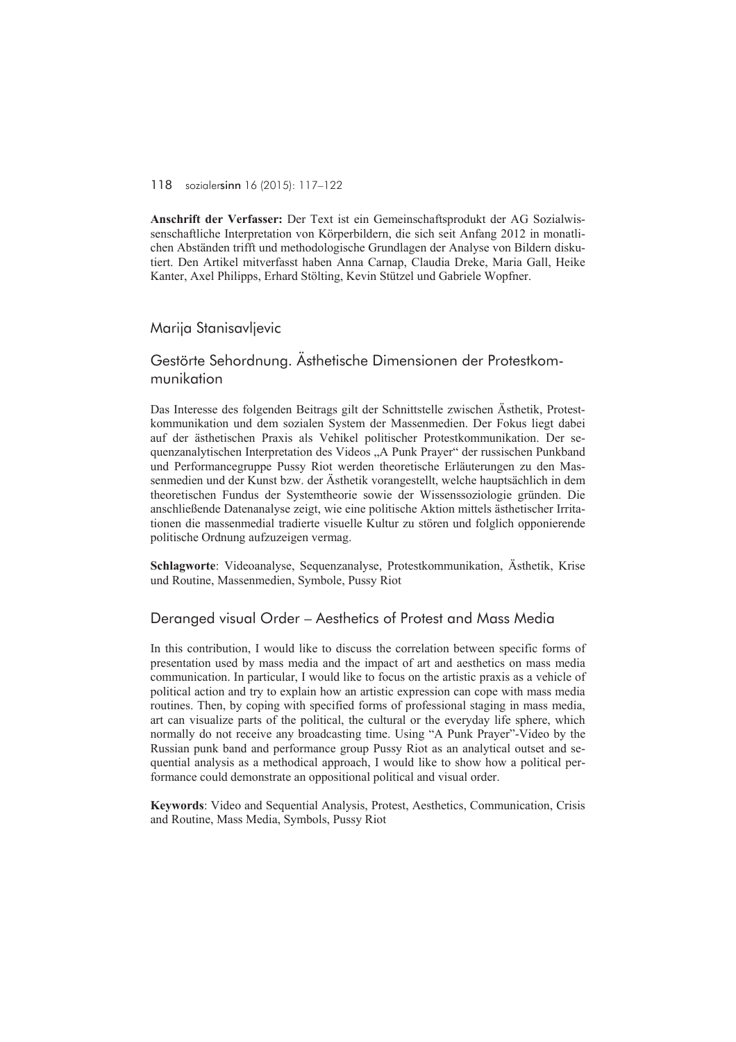**Anschrift der Verfasser:** Der Text ist ein Gemeinschaftsprodukt der AG Sozialwissenschaftliche Interpretation von Körperbildern, die sich seit Anfang 2012 in monatlichen Abständen trifft und methodologische Grundlagen der Analyse von Bildern diskutiert. Den Artikel mitverfasst haben Anna Carnap, Claudia Dreke, Maria Gall, Heike Kanter, Axel Philipps, Erhard Stölting, Kevin Stützel und Gabriele Wopfner.

## Marija Stanisavljevic

## Gestörte Sehordnung. Ästhetische Dimensionen der Protestkommunikation

Das Interesse des folgenden Beitrags gilt der Schnittstelle zwischen Ästhetik, Protestkommunikation und dem sozialen System der Massenmedien. Der Fokus liegt dabei auf der ästhetischen Praxis als Vehikel politischer Protestkommunikation. Der sequenzanalytischen Interpretation des Videos „A Punk Prayer" der russischen Punkband und Performancegruppe Pussy Riot werden theoretische Erläuterungen zu den Massenmedien und der Kunst bzw. der Ästhetik vorangestellt, welche hauptsächlich in dem theoretischen Fundus der Systemtheorie sowie der Wissenssoziologie gründen. Die anschließende Datenanalyse zeigt, wie eine politische Aktion mittels ästhetischer Irritationen die massenmedial tradierte visuelle Kultur zu stören und folglich opponierende politische Ordnung aufzuzeigen vermag.

**Schlagworte**: Videoanalyse, Sequenzanalyse, Protestkommunikation, Ästhetik, Krise und Routine, Massenmedien, Symbole, Pussy Riot

## Deranged visual Order – Aesthetics of Protest and Mass Media

In this contribution, I would like to discuss the correlation between specific forms of presentation used by mass media and the impact of art and aesthetics on mass media communication. In particular, I would like to focus on the artistic praxis as a vehicle of political action and try to explain how an artistic expression can cope with mass media routines. Then, by coping with specified forms of professional staging in mass media, art can visualize parts of the political, the cultural or the everyday life sphere, which normally do not receive any broadcasting time. Using "A Punk Prayer"-Video by the Russian punk band and performance group Pussy Riot as an analytical outset and sequential analysis as a methodical approach, I would like to show how a political performance could demonstrate an oppositional political and visual order.

**Keywords**: Video and Sequential Analysis, Protest, Aesthetics, Communication, Crisis and Routine, Mass Media, Symbols, Pussy Riot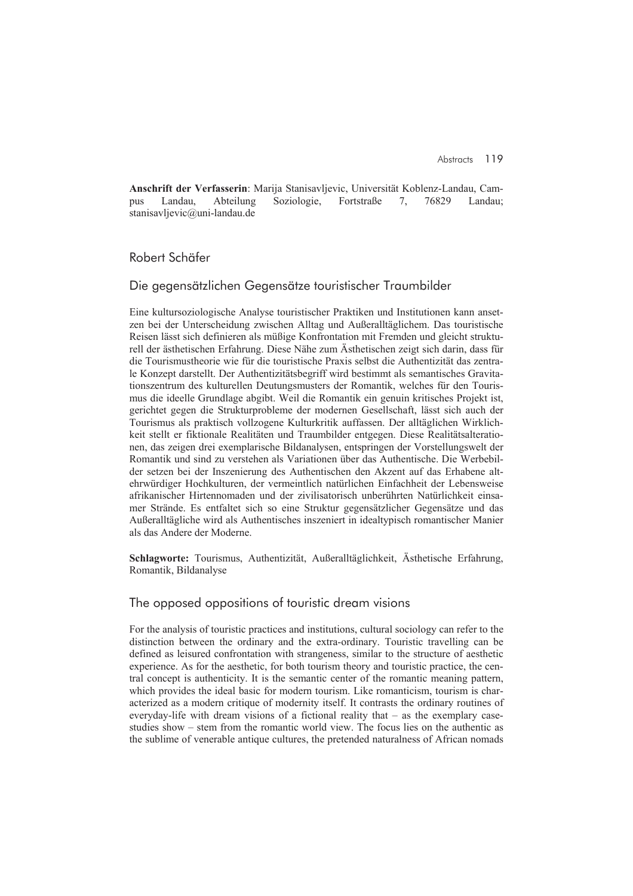**Anschrift der Verfasserin**: Marija Stanisavljevic, Universität Koblenz-Landau, Campus Landau, Abteilung Soziologie, Fortstraße 7, 76829 Landau; stanisavljevic@uni-landau.de

## Robert Schäfer

### Die gegensätzlichen Gegensätze touristischer Traumbilder

Eine kultursoziologische Analyse touristischer Praktiken und Institutionen kann ansetzen bei der Unterscheidung zwischen Alltag und Außeralltäglichem. Das touristische Reisen lässt sich definieren als müßige Konfrontation mit Fremden und gleicht strukturell der ästhetischen Erfahrung. Diese Nähe zum Ästhetischen zeigt sich darin, dass für die Tourismustheorie wie für die touristische Praxis selbst die Authentizität das zentrale Konzept darstellt. Der Authentizitätsbegriff wird bestimmt als semantisches Gravitationszentrum des kulturellen Deutungsmusters der Romantik, welches für den Tourismus die ideelle Grundlage abgibt. Weil die Romantik ein genuin kritisches Projekt ist, gerichtet gegen die Strukturprobleme der modernen Gesellschaft, lässt sich auch der Tourismus als praktisch vollzogene Kulturkritik auffassen. Der alltäglichen Wirklichkeit stellt er fiktionale Realitäten und Traumbilder entgegen. Diese Realitätsalterationen, das zeigen drei exemplarische Bildanalysen, entspringen der Vorstellungswelt der Romantik und sind zu verstehen als Variationen über das Authentische. Die Werbebilder setzen bei der Inszenierung des Authentischen den Akzent auf das Erhabene altehrwürdiger Hochkulturen, der vermeintlich natürlichen Einfachheit der Lebensweise afrikanischer Hirtennomaden und der zivilisatorisch unberührten Natürlichkeit einsamer Strände. Es entfaltet sich so eine Struktur gegensätzlicher Gegensätze und das Außeralltägliche wird als Authentisches inszeniert in idealtypisch romantischer Manier als das Andere der Moderne.

**Schlagworte:** Tourismus, Authentizität, Außeralltäglichkeit, Ästhetische Erfahrung, Romantik, Bildanalyse

### The opposed oppositions of touristic dream visions

For the analysis of touristic practices and institutions, cultural sociology can refer to the distinction between the ordinary and the extra-ordinary. Touristic travelling can be defined as leisured confrontation with strangeness, similar to the structure of aesthetic experience. As for the aesthetic, for both tourism theory and touristic practice, the central concept is authenticity. It is the semantic center of the romantic meaning pattern, which provides the ideal basic for modern tourism. Like romanticism, tourism is characterized as a modern critique of modernity itself. It contrasts the ordinary routines of everyday-life with dream visions of a fictional reality that – as the exemplary case-studies show – stem from the romantic world view. The focus lies on the authentic as the sublime of venerable antique cultures, the pretended naturalness of African nomads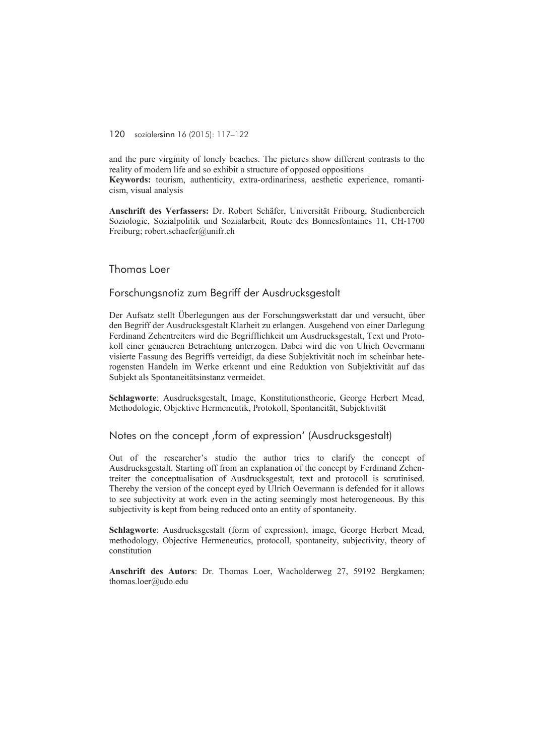and the pure virginity of lonely beaches. The pictures show different contrasts to the reality of modern life and so exhibit a structure of opposed oppositions

**Keywords:** tourism, authenticity, extra-ordinariness, aesthetic experience, romanticism, visual analysis

**Anschrift des Verfassers:** Dr. Robert Schäfer, Universität Fribourg, Studienbereich Soziologie, Sozialpolitik und Sozialarbeit, Route des Bonnesfontaines 11, CH-1700 Freiburg; robert.schaefer@unifr.ch

## Thomas Loer

### Forschungsnotiz zum Begriff der Ausdrucksgestalt

Der Aufsatz stellt Überlegungen aus der Forschungswerkstatt dar und versucht, über den Begriff der Ausdrucksgestalt Klarheit zu erlangen. Ausgehend von einer Darlegung Ferdinand Zehentreiters wird die Begrifflichkeit um Ausdrucksgestalt, Text und Protokoll einer genaueren Betrachtung unterzogen. Dabei wird die von Ulrich Oevermann visierte Fassung des Begriffs verteidigt, da diese Subjektivität noch im scheinbar heterogensten Handeln im Werke erkennt und eine Reduktion von Subjektivität auf das Subjekt als Spontaneitätsinstanz vermeidet.

**Schlagworte**: Ausdrucksgestalt, Image, Konstitutionstheorie, George Herbert Mead, Methodologie, Objektive Hermeneutik, Protokoll, Spontaneität, Subjektivität

### Notes on the concept ‚form of expression' (Ausdrucksgestalt)

Out of the researcher's studio the author tries to clarify the concept of Ausdrucksgestalt. Starting off from an explanation of the concept by Ferdinand Zehentreiter the conceptualisation of Ausdrucksgestalt, text and protocoll is scrutinised. Thereby the version of the concept eyed by Ulrich Oevermann is defended for it allows to see subjectivity at work even in the acting seemingly most heterogeneous. By this subjectivity is kept from being reduced onto an entity of spontaneity.

**Schlagworte**: Ausdrucksgestalt (form of expression), image, George Herbert Mead, methodology, Objective Hermeneutics, protocoll, spontaneity, subjectivity, theory of constitution

**Anschrift des Autors**: Dr. Thomas Loer, Wacholderweg 27, 59192 Bergkamen; thomas.loer@udo.edu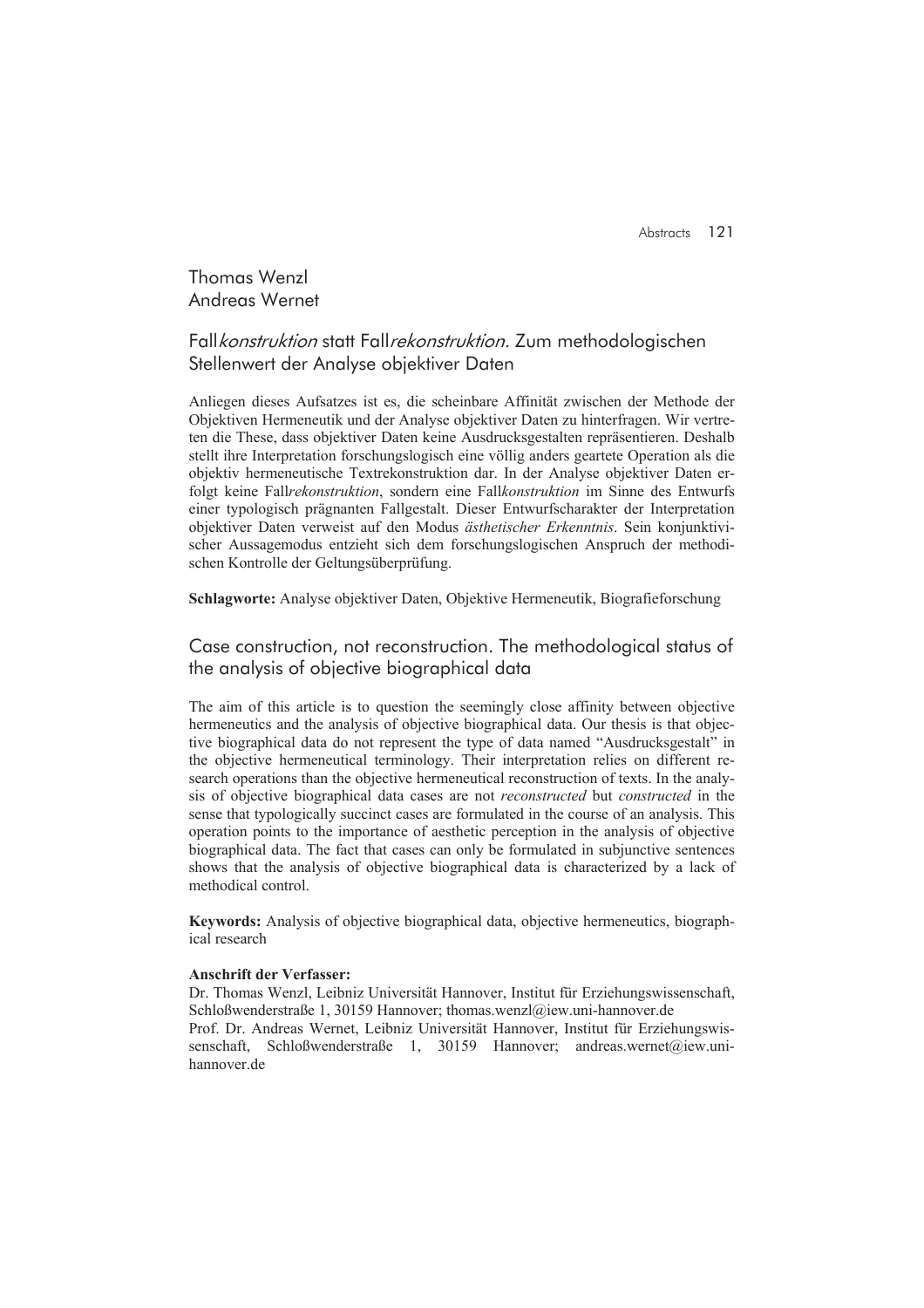Thomas Wenzl
Andreas Wernet

## Fall*konstruktion* statt Fall*rekonstruktion.* Zum methodologischen Stellenwert der Analyse objektiver Daten

Anliegen dieses Aufsatzes ist es, die scheinbare Affinität zwischen der Methode der Objektiven Hermeneutik und der Analyse objektiver Daten zu hinterfragen. Wir vertreten die These, dass objektiver Daten keine Ausdrucksgestalten repräsentieren. Deshalb stellt ihre Interpretation forschungslogisch eine völlig anders geartete Operation als die objektiv hermeneutische Textrekonstruktion dar. In der Analyse objektiver Daten erfolgt keine Fall*rekonstruktion*, sondern eine Fall*konstruktion* im Sinne des Entwurfs einer typologisch prägnanten Fallgestalt. Dieser Entwurfscharakter der Interpretation objektiver Daten verweist auf den Modus *ästhetischer Erkenntnis*. Sein konjunktivischer Aussagemodus entzieht sich dem forschungslogischen Anspruch der methodischen Kontrolle der Geltungsüberprüfung.

**Schlagworte:** Analyse objektiver Daten, Objektive Hermeneutik, Biografieforschung

## Case construction, not reconstruction. The methodological status of the analysis of objective biographical data

The aim of this article is to question the seemingly close affinity between objective hermeneutics and the analysis of objective biographical data. Our thesis is that objective biographical data do not represent the type of data named "Ausdrucksgestalt" in the objective hermeneutical terminology. Their interpretation relies on different research operations than the objective hermeneutical reconstruction of texts. In the analysis of objective biographical data cases are not *reconstructed* but *constructed* in the sense that typologically succinct cases are formulated in the course of an analysis. This operation points to the importance of aesthetic perception in the analysis of objective biographical data. The fact that cases can only be formulated in subjunctive sentences shows that the analysis of objective biographical data is characterized by a lack of methodical control.

**Keywords:** Analysis of objective biographical data, objective hermeneutics, biographical research

**Anschrift der Verfasser:**
Dr. Thomas Wenzl, Leibniz Universität Hannover, Institut für Erziehungswissenschaft, Schloßwenderstraße 1, 30159 Hannover; thomas.wenzl@iew.uni-hannover.de
Prof. Dr. Andreas Wernet, Leibniz Universität Hannover, Institut für Erziehungswissenschaft, Schloßwenderstraße 1, 30159 Hannover; andreas.wernet@iew.uni-hannover.de